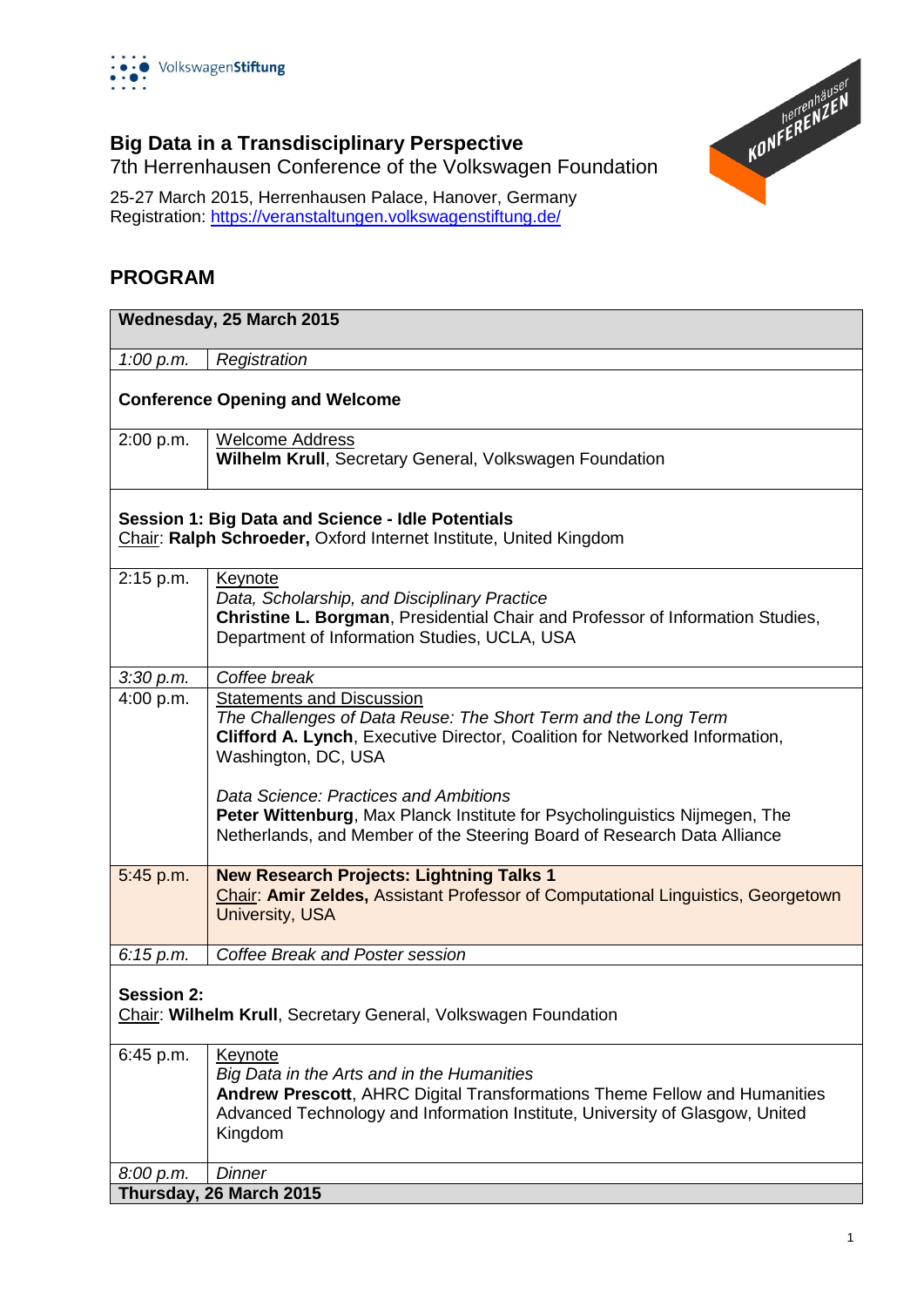VolkswagenStiftung

herrenhäuser KONFERENZEN

# Big Data in a Transdisciplinary Perspective

7th Herrenhausen Conference of the Volkswagen Foundation

25-27 March 2015, Herrenhausen Palace, Hanover, Germany
Registration: https://veranstaltungen.volkswagenstiftung.de/

## PROGRAM

| **Wednesday, 25 March 2015** | |
|---|---|
| *1:00 p.m.* | *Registration* |
| **Conference Opening and Welcome** | |
| 2:00 p.m. | Welcome Address<br>**Wilhelm Krull**, Secretary General, Volkswagen Foundation |
| **Session 1: Big Data and Science - Idle Potentials**<br>Chair: **Ralph Schroeder,** Oxford Internet Institute, United Kingdom | |
| 2:15 p.m. | Keynote<br>*Data, Scholarship, and Disciplinary Practice*<br>**Christine L. Borgman**, Presidential Chair and Professor of Information Studies, Department of Information Studies, UCLA, USA |
| *3:30 p.m.* | *Coffee break* |
| 4:00 p.m. | Statements and Discussion<br>*The Challenges of Data Reuse: The Short Term and the Long Term*<br>**Clifford A. Lynch**, Executive Director, Coalition for Networked Information, Washington, DC, USA<br><br>*Data Science: Practices and Ambitions*<br>**Peter Wittenburg**, Max Planck Institute for Psycholinguistics Nijmegen, The Netherlands, and Member of the Steering Board of Research Data Alliance |
| 5:45 p.m. | **New Research Projects: Lightning Talks 1**<br>Chair: **Amir Zeldes,** Assistant Professor of Computational Linguistics, Georgetown University, USA |
| *6:15 p.m.* | *Coffee Break and Poster session* |
| **Session 2:**<br>Chair: **Wilhelm Krull**, Secretary General, Volkswagen Foundation | |
| 6:45 p.m. | Keynote<br>*Big Data in the Arts and in the Humanities*<br>**Andrew Prescott**, AHRC Digital Transformations Theme Fellow and Humanities Advanced Technology and Information Institute, University of Glasgow, United Kingdom |
| *8:00 p.m.* | *Dinner* |
| **Thursday, 26 March 2015** | |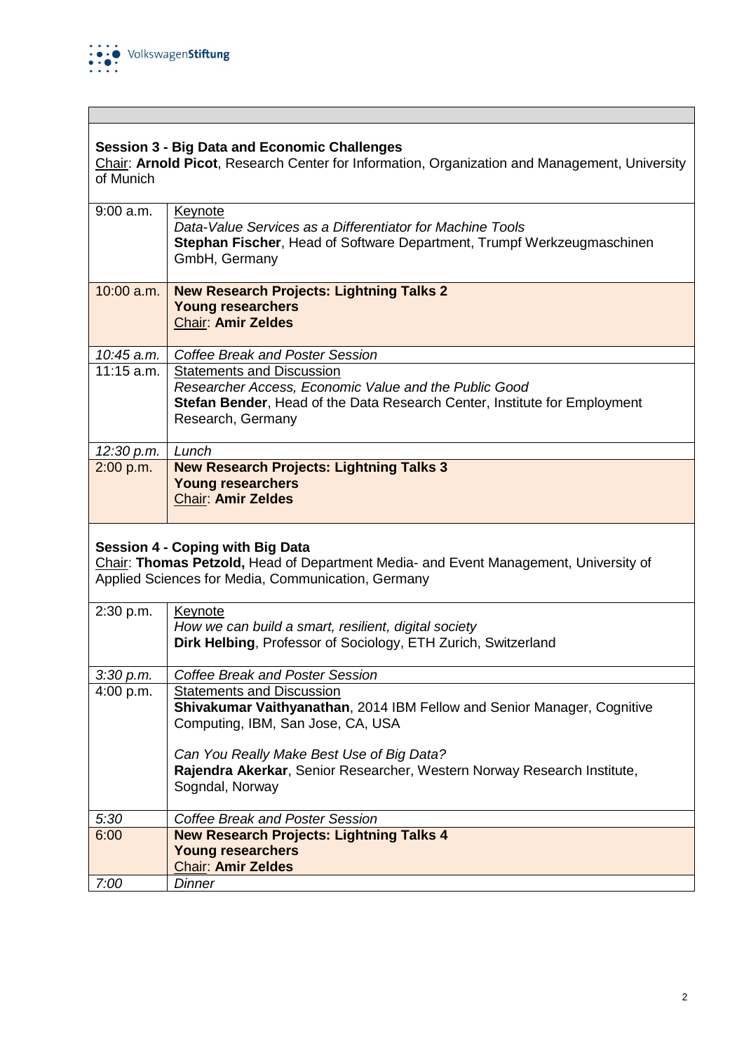### Session 3 - Big Data and Economic Challenges

Chair: **Arnold Picot**, Research Center for Information, Organization and Management, University of Munich

| | |
|---|---|
| 9:00 a.m. | Keynote<br>*Data-Value Services as a Differentiator for Machine Tools*<br>**Stephan Fischer**, Head of Software Department, Trumpf Werkzeugmaschinen GmbH, Germany |
| 10:00 a.m. | **New Research Projects: Lightning Talks 2**<br>**Young researchers**<br>Chair: **Amir Zeldes** |
| *10:45 a.m.* | *Coffee Break and Poster Session* |
| 11:15 a.m. | Statements and Discussion<br>*Researcher Access, Economic Value and the Public Good*<br>**Stefan Bender**, Head of the Data Research Center, Institute for Employment Research, Germany |
| *12:30 p.m.* | *Lunch* |
| 2:00 p.m. | **New Research Projects: Lightning Talks 3**<br>**Young researchers**<br>Chair: **Amir Zeldes** |

### Session 4 - Coping with Big Data

Chair: **Thomas Petzold,** Head of Department Media- and Event Management, University of Applied Sciences for Media, Communication, Germany

| | |
|---|---|
| 2:30 p.m. | Keynote<br>*How we can build a smart, resilient, digital society*<br>**Dirk Helbing**, Professor of Sociology, ETH Zurich, Switzerland |
| *3:30 p.m.* | *Coffee Break and Poster Session* |
| 4:00 p.m. | Statements and Discussion<br>**Shivakumar Vaithyanathan**, 2014 IBM Fellow and Senior Manager, Cognitive Computing, IBM, San Jose, CA, USA<br><br>*Can You Really Make Best Use of Big Data?*<br>**Rajendra Akerkar**, Senior Researcher, Western Norway Research Institute, Sogndal, Norway |
| *5:30* | *Coffee Break and Poster Session* |
| 6:00 | **New Research Projects: Lightning Talks 4**<br>**Young researchers**<br>Chair: **Amir Zeldes** |
| *7:00* | *Dinner* |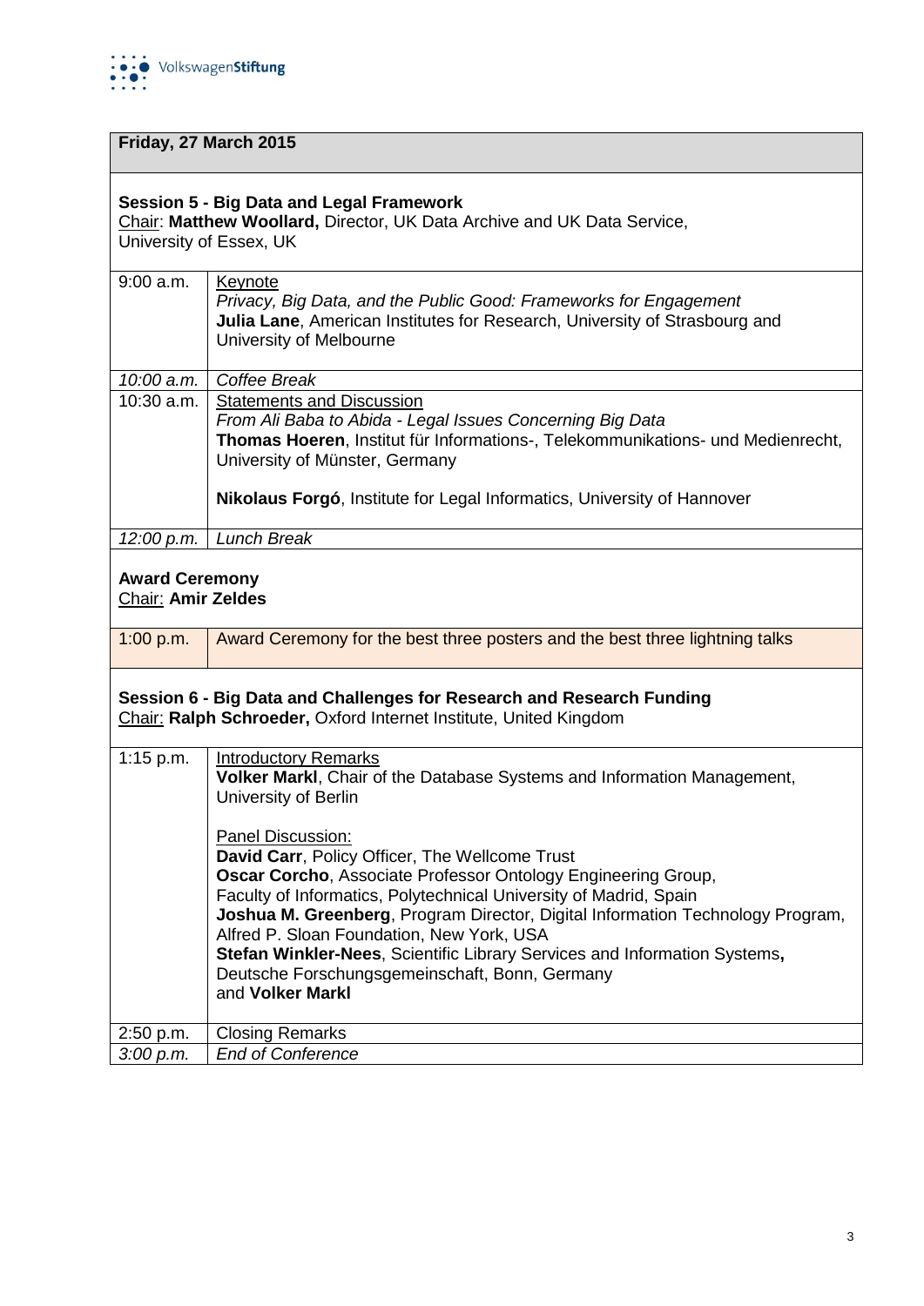| Friday, 27 March 2015 | |
|---|---|
| **Session 5 - Big Data and Legal Framework**<br>Chair: **Matthew Woollard,** Director, UK Data Archive and UK Data Service, University of Essex, UK | |
| 9:00 a.m. | Keynote<br>*Privacy, Big Data, and the Public Good: Frameworks for Engagement*<br>**Julia Lane**, American Institutes for Research, University of Strasbourg and University of Melbourne |
| *10:00 a.m.* | *Coffee Break* |
| 10:30 a.m. | Statements and Discussion<br>*From Ali Baba to Abida - Legal Issues Concerning Big Data*<br>**Thomas Hoeren**, Institut für Informations-, Telekommunikations- und Medienrecht, University of Münster, Germany<br><br>**Nikolaus Forgó**, Institute for Legal Informatics, University of Hannover |
| *12:00 p.m.* | *Lunch Break* |
| **Award Ceremony**<br>Chair: **Amir Zeldes** | |
| 1:00 p.m. | Award Ceremony for the best three posters and the best three lightning talks |
| **Session 6 - Big Data and Challenges for Research and Research Funding**<br>Chair: **Ralph Schroeder,** Oxford Internet Institute, United Kingdom | |
| 1:15 p.m. | Introductory Remarks<br>**Volker Markl**, Chair of the Database Systems and Information Management, University of Berlin<br><br>Panel Discussion:<br>**David Carr**, Policy Officer, The Wellcome Trust<br>**Oscar Corcho**, Associate Professor Ontology Engineering Group, Faculty of Informatics, Polytechnical University of Madrid, Spain<br>**Joshua M. Greenberg**, Program Director, Digital Information Technology Program, Alfred P. Sloan Foundation, New York, USA<br>**Stefan Winkler-Nees**, Scientific Library Services and Information Systems**,** Deutsche Forschungsgemeinschaft, Bonn, Germany<br>and **Volker Markl** |
| 2:50 p.m. | Closing Remarks |
| *3:00 p.m.* | *End of Conference* |